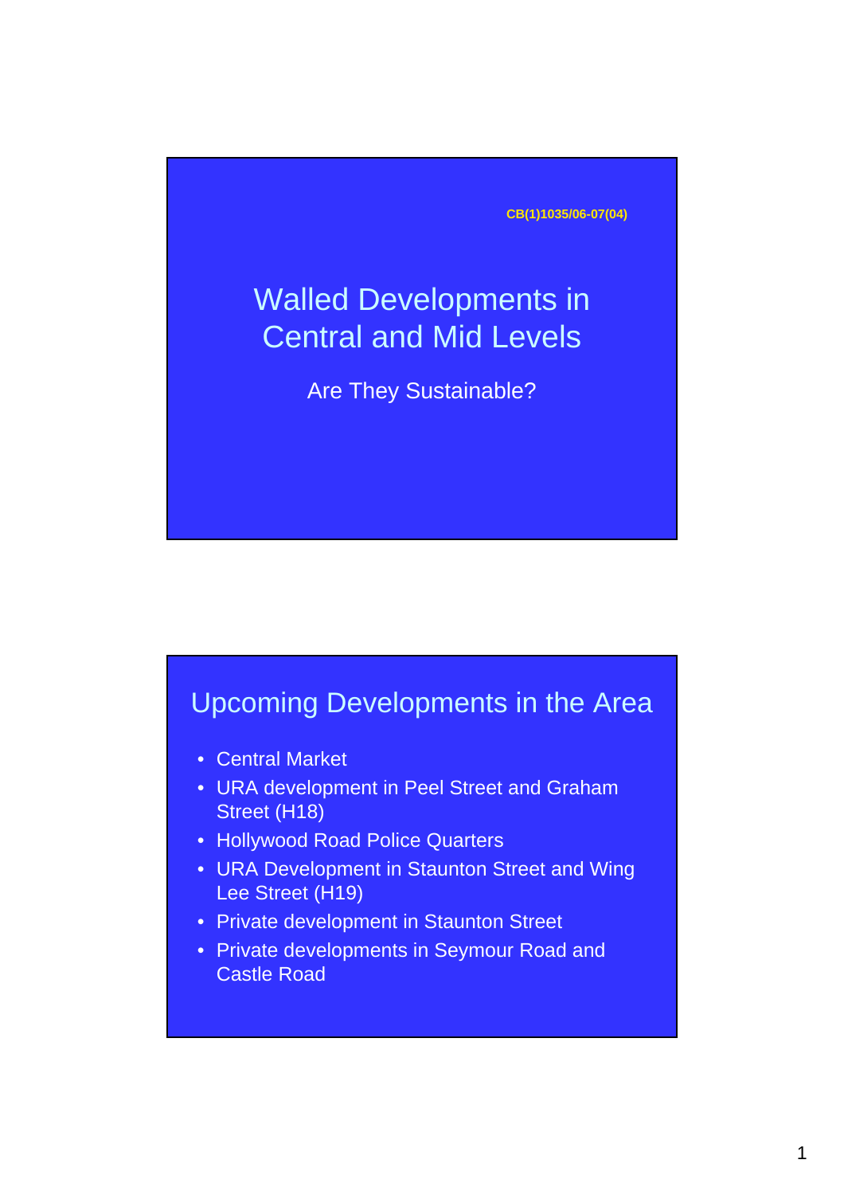CB(1)1035/06-07(04)

# Walled Developments in Central and Mid Levels

Are They Sustainable?

## Upcoming Developments in the Area

- Central Market
- URA development in Peel Street and Graham Street (H18)
- Hollywood Road Police Quarters
- URA Development in Staunton Street and Wing Lee Street (H19)
- Private development in Staunton Street
- Private developments in Seymour Road and Castle Road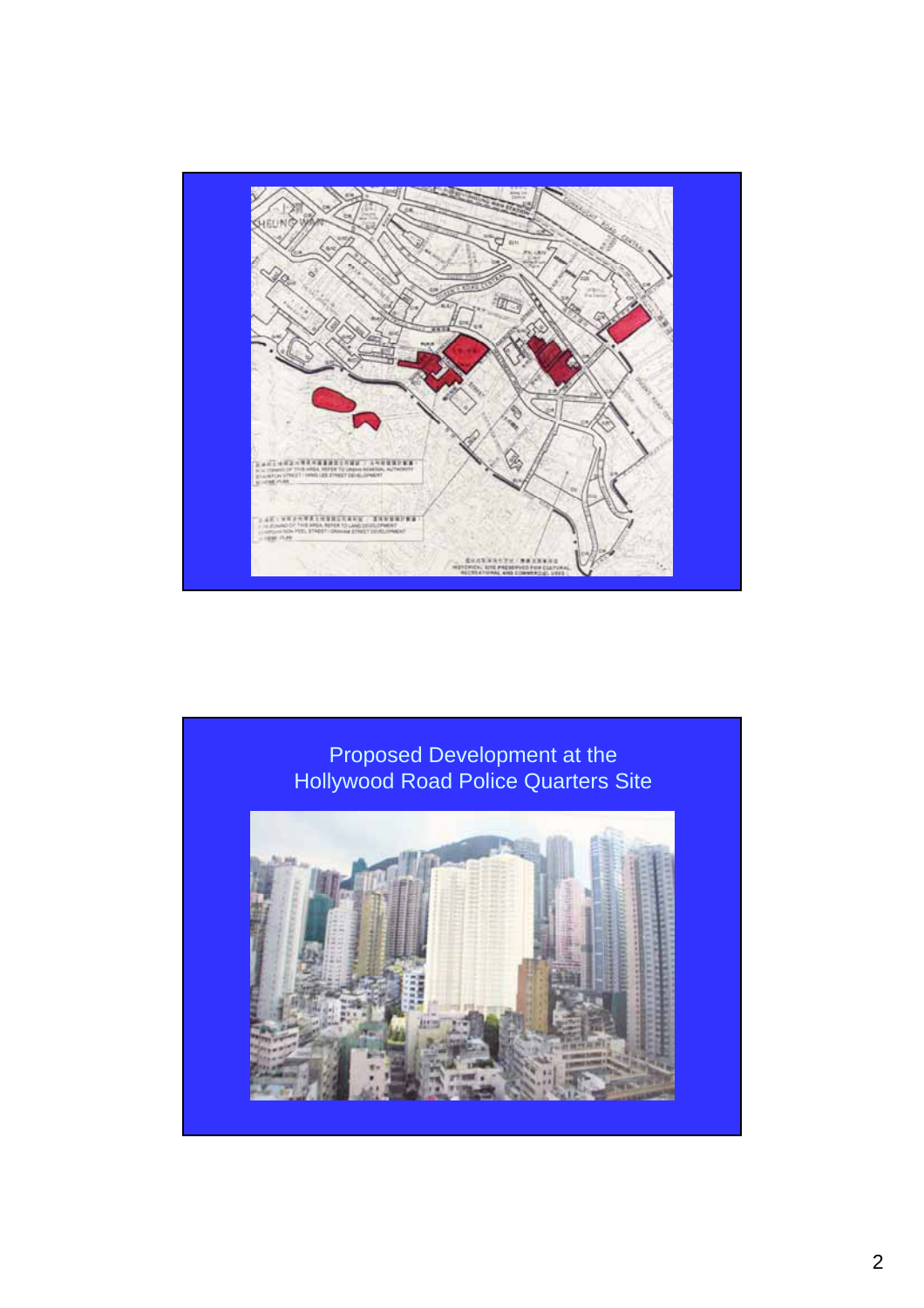Proposed Development at the
Hollywood Road Police Quarters Site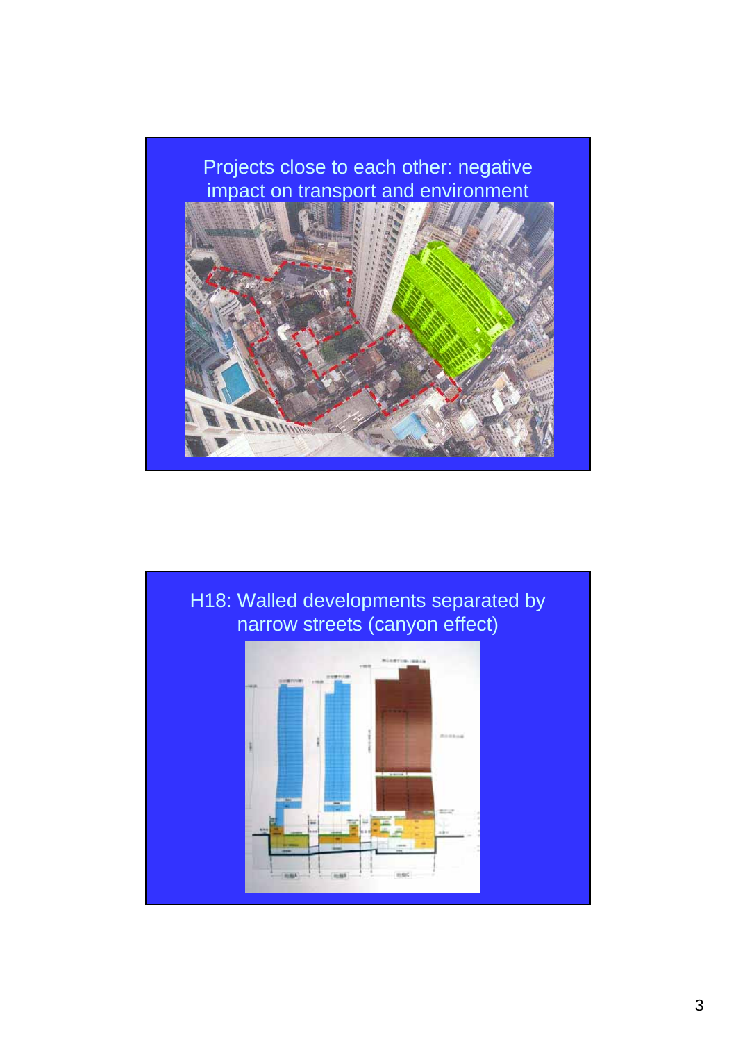## Projects close to each other: negative impact on transport and environment

## H18: Walled developments separated by narrow streets (canyon effect)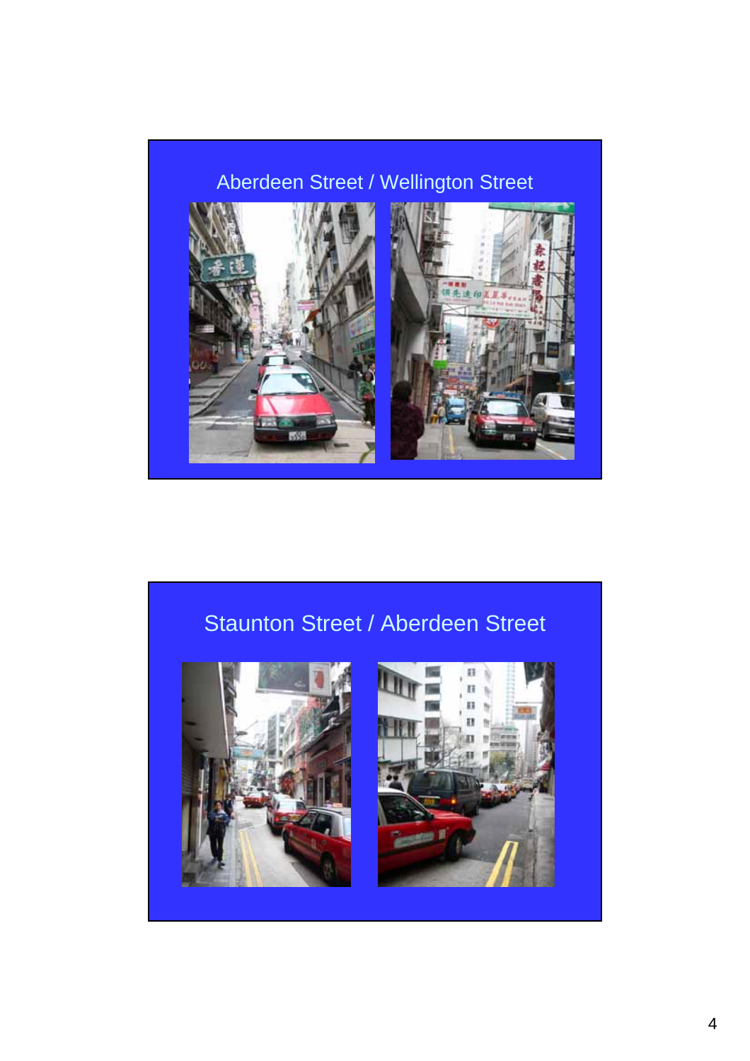## Aberdeen Street / Wellington Street

## Staunton Street / Aberdeen Street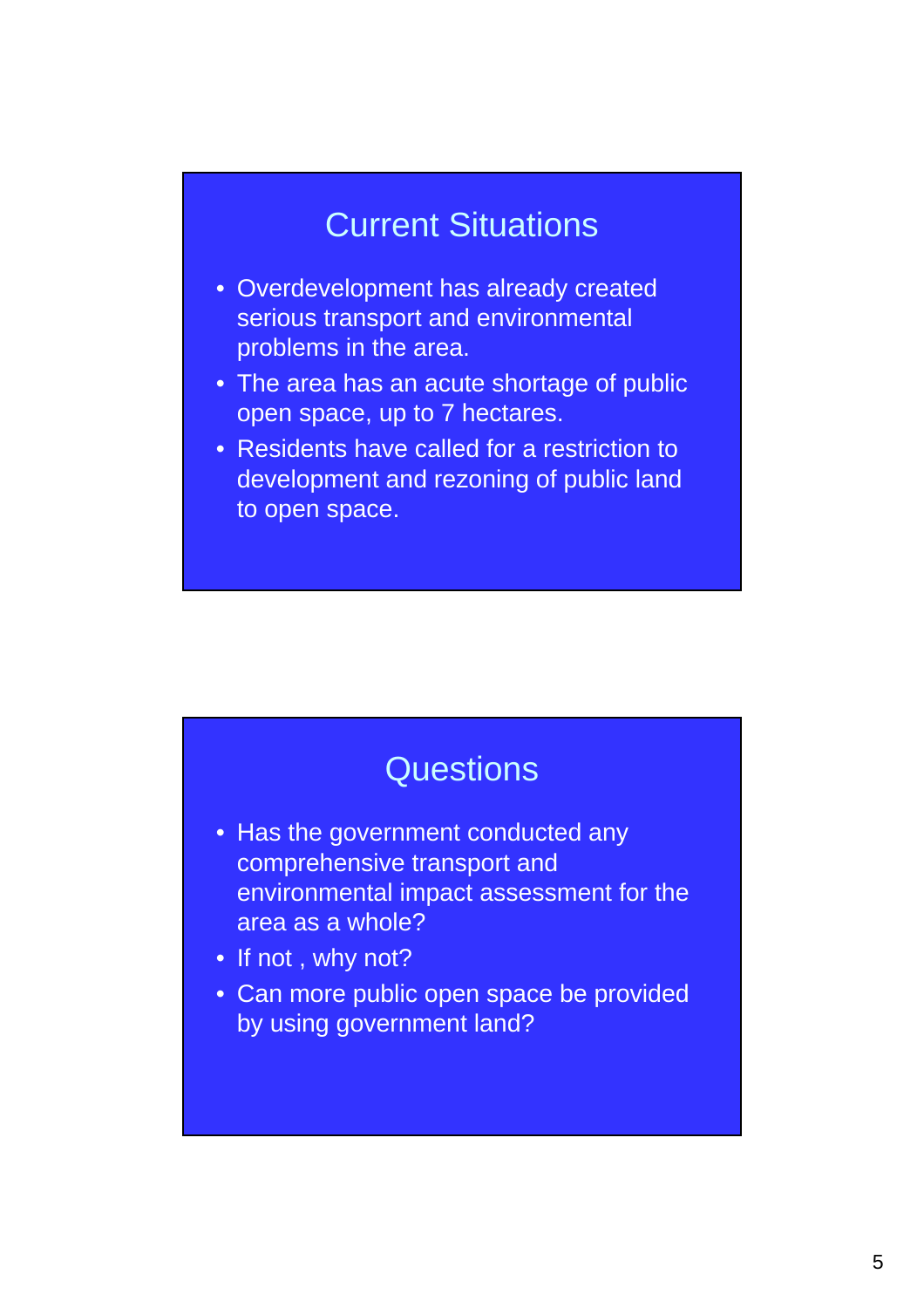## Current Situations

- Overdevelopment has already created serious transport and environmental problems in the area.
- The area has an acute shortage of public open space, up to 7 hectares.
- Residents have called for a restriction to development and rezoning of public land to open space.

## Questions

- Has the government conducted any comprehensive transport and environmental impact assessment for the area as a whole?
- If not , why not?
- Can more public open space be provided by using government land?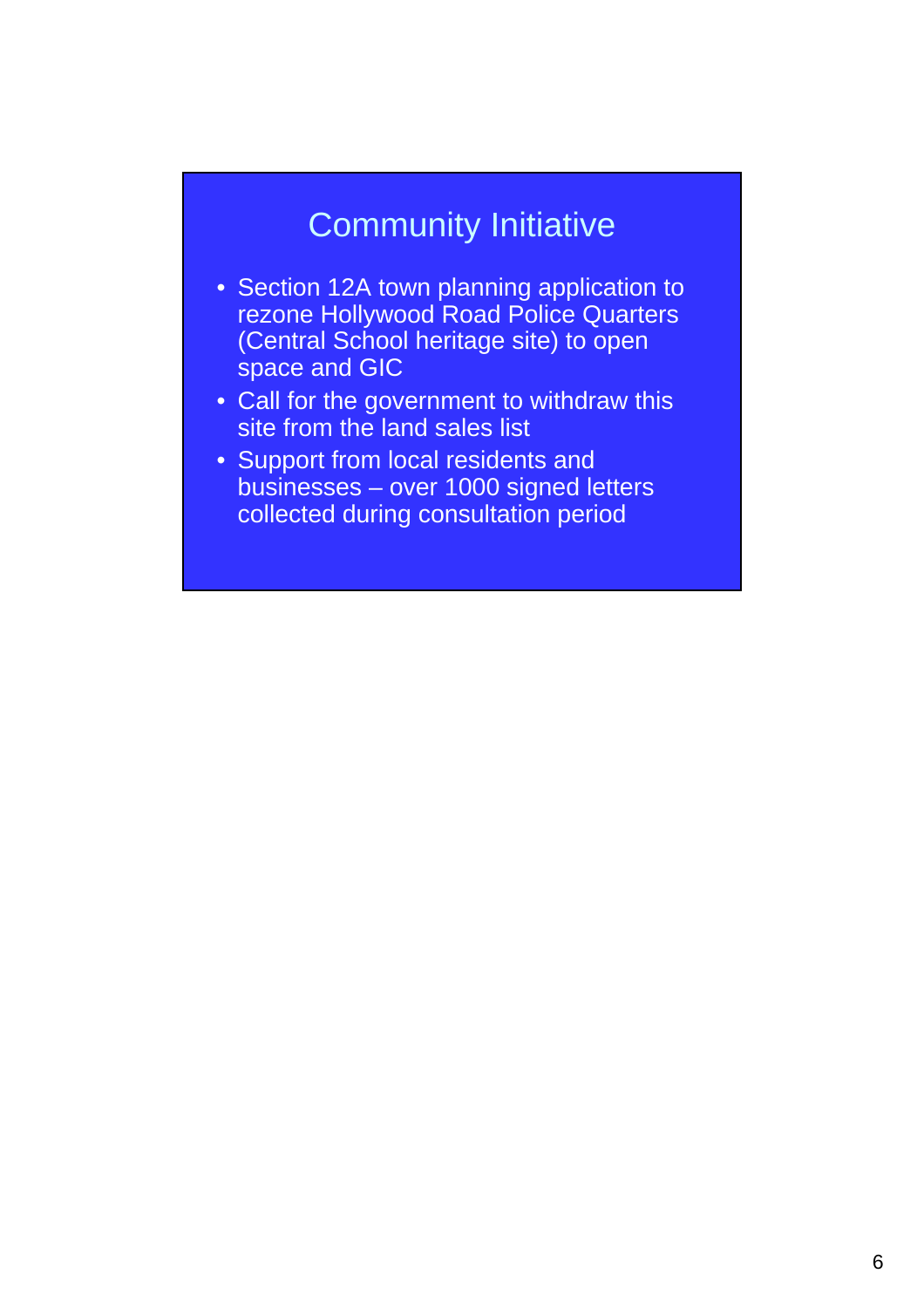# Community Initiative

- Section 12A town planning application to rezone Hollywood Road Police Quarters (Central School heritage site) to open space and GIC
- Call for the government to withdraw this site from the land sales list
- Support from local residents and businesses – over 1000 signed letters collected during consultation period